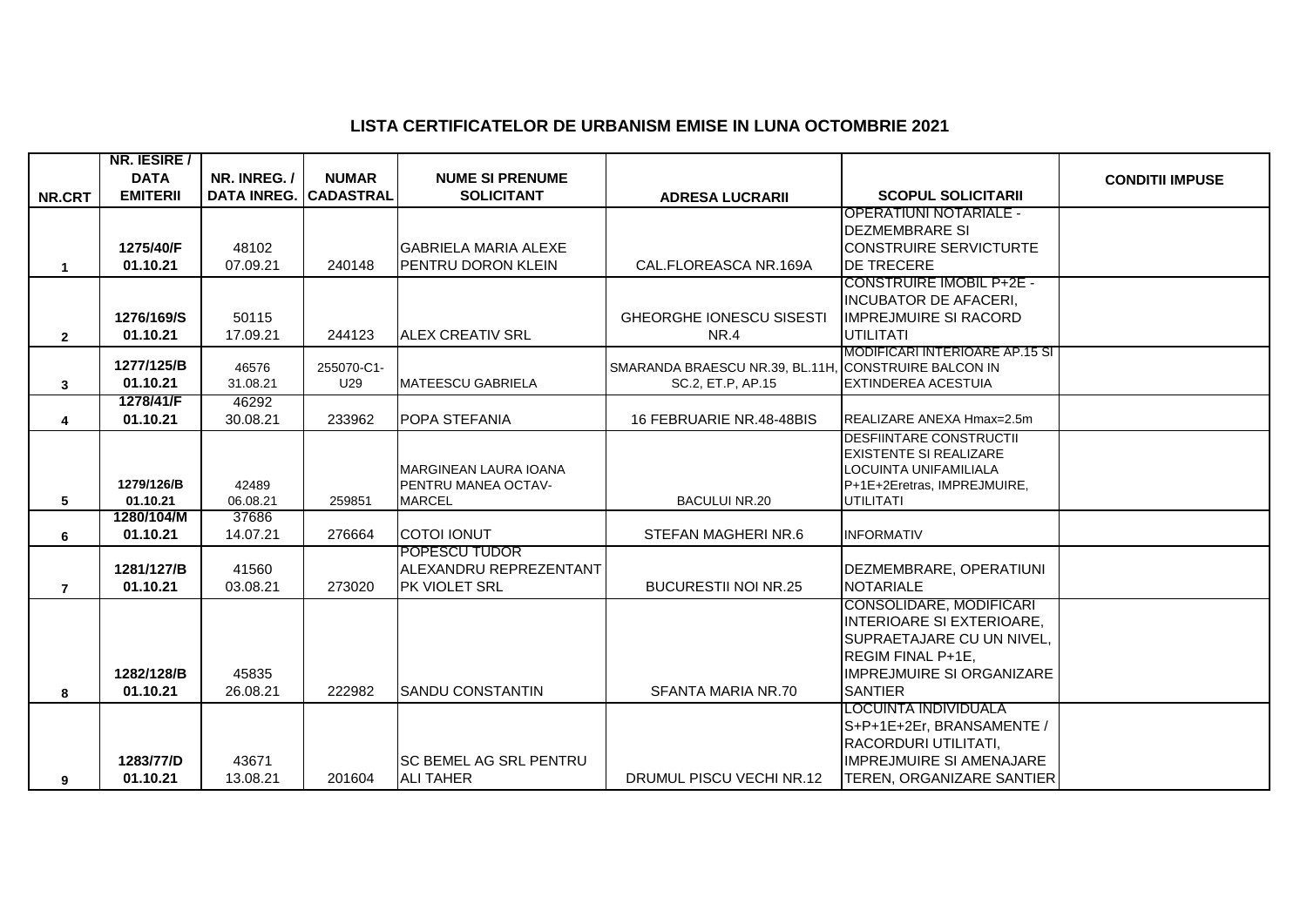## LISTA CERTIFICATELOR DE URBANISM EMISE IN LUNA OCTOMBRIE 2021

| NR.CRT | NR. IESIRE / DATA EMITERII | NR. INREG. / DATA INREG. | NUMAR CADASTRAL | NUME SI PRENUME SOLICITANT | ADRESA LUCRARII | SCOPUL SOLICITARII | CONDITII IMPUSE |
|---|---|---|---|---|---|---|---|
| 1 | 1275/40/F 01.10.21 | 48102 07.09.21 | 240148 | GABRIELA MARIA ALEXE PENTRU DORON KLEIN | CAL.FLOREASCA NR.169A | OPERATIUNI NOTARIALE - DEZMEMBRARE SI CONSTRUIRE SERVICTURTE DE TRECERE | |
| 2 | 1276/169/S 01.10.21 | 50115 17.09.21 | 244123 | ALEX CREATIV SRL | GHEORGHE IONESCU SISESTI NR.4 | CONSTRUIRE IMOBIL P+2E - INCUBATOR DE AFACERI, IMPREJMUIRE SI RACORD UTILITATI | |
| 3 | 1277/125/B 01.10.21 | 46576 31.08.21 | 255070-C1-U29 | MATEESCU GABRIELA | SMARANDA BRAESCU NR.39, BL.11H, SC.2, ET.P, AP.15 | MODIFICARI INTERIOARE AP.15 SI CONSTRUIRE BALCON IN EXTINDEREA ACESTUIA | |
| 4 | 1278/41/F 01.10.21 | 46292 30.08.21 | 233962 | POPA STEFANIA | 16 FEBRUARIE NR.48-48BIS | REALIZARE ANEXA Hmax=2.5m | |
| 5 | 1279/126/B 01.10.21 | 42489 06.08.21 | 259851 | MARGINEAN LAURA IOANA PENTRU MANEA OCTAV-MARCEL | BACULUI NR.20 | DESFIINTARE CONSTRUCTII EXISTENTE SI REALIZARE LOCUINTA UNIFAMILIALA P+1E+2Eretras, IMPREJMUIRE, UTILITATI | |
| 6 | 1280/104/M 01.10.21 | 37686 14.07.21 | 276664 | COTOI IONUT | STEFAN MAGHERI NR.6 | INFORMATIV | |
| 7 | 1281/127/B 01.10.21 | 41560 03.08.21 | 273020 | POPESCU TUDOR ALEXANDRU REPREZENTANT PK VIOLET SRL | BUCURESTII NOI NR.25 | DEZMEMBRARE, OPERATIUNI NOTARIALE | |
| 8 | 1282/128/B 01.10.21 | 45835 26.08.21 | 222982 | SANDU CONSTANTIN | SFANTA MARIA NR.70 | CONSOLIDARE, MODIFICARI INTERIOARE SI EXTERIOARE, SUPRAETAJARE CU UN NIVEL, REGIM FINAL P+1E, IMPREJMUIRE SI ORGANIZARE SANTIER | |
| 9 | 1283/77/D 01.10.21 | 43671 13.08.21 | 201604 | SC BEMEL AG SRL PENTRU ALI TAHER | DRUMUL PISCU VECHI NR.12 | LOCUINTA INDIVIDUALA S+P+1E+2Er, BRANSAMENTE / RACORDURI UTILITATI, IMPREJMUIRE SI AMENAJARE TEREN, ORGANIZARE SANTIER | |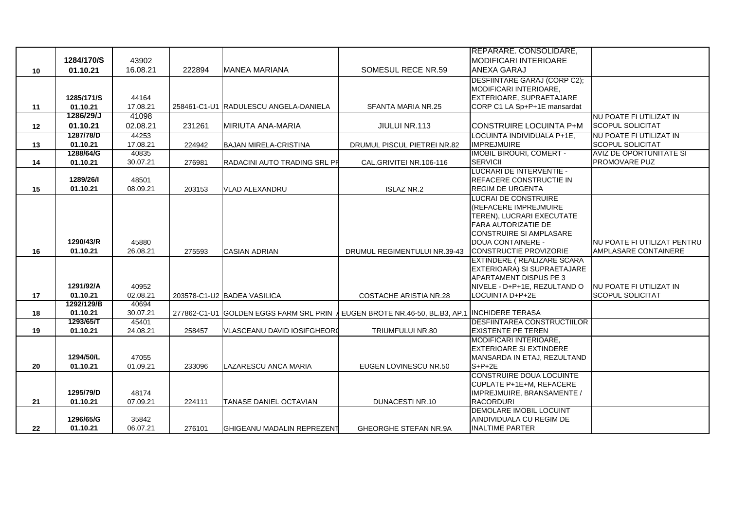| | | | | | | | |
|---|---|---|---|---|---|---|---|
| 10 | 1284/170/S 01.10.21 | 43902 16.08.21 | 222894 | MANEA MARIANA | SOMESUL RECE NR.59 | REPARARE. CONSOLIDARE, MODIFICARI INTERIOARE ANEXA GARAJ | |
| 11 | 1285/171/S 01.10.21 | 44164 17.08.21 | 258461-C1-U1 | RADULESCU ANGELA-DANIELA | SFANTA MARIA NR.25 | DESFIINTARE GARAJ (CORP C2); MODIFICARI INTERIOARE, EXTERIOARE, SUPRAETAJARE CORP C1 LA Sp+P+1E mansardat | |
| 12 | 1286/29/J 01.10.21 | 41098 02.08.21 | 231261 | MIRIUTA ANA-MARIA | JIULUI NR.113 | CONSTRUIRE LOCUINTA P+M | NU POATE FI UTILIZAT IN SCOPUL SOLICITAT |
| 13 | 1287/78/D 01.10.21 | 44253 17.08.21 | 224942 | BAJAN MIRELA-CRISTINA | DRUMUL PISCUL PIETREI NR.82 | LOCUINTA INDIVIDUALA P+1E, IMPREJMUIRE | NU POATE FI UTILIZAT IN SCOPUL SOLICITAT |
| 14 | 1288/64/G 01.10.21 | 40835 30.07.21 | 276981 | RADACINI AUTO TRADING SRL PF | CAL.GRIVITEI NR.106-116 | IMOBIL BIROURI, COMERT - SERVICII | AVIZ DE OPORTUNITATE SI PROMOVARE PUZ |
| 15 | 1289/26/I 01.10.21 | 48501 08.09.21 | 203153 | VLAD ALEXANDRU | ISLAZ NR.2 | LUCRARI DE INTERVENTIE - REFACERE CONSTRUCTIE IN REGIM DE URGENTA | |
| 16 | 1290/43/R 01.10.21 | 45880 26.08.21 | 275593 | CASIAN ADRIAN | DRUMUL REGIMENTULUI NR.39-43 | LUCRAI DE CONSTRUIRE (REFACERE IMPREJMUIRE TEREN), LUCRARI EXECUTATE FARA AUTORIZATIE DE CONSTRUIRE SI AMPLASARE DOUA CONTAINERE - CONSTRUCTIE PROVIZORIE | NU POATE FI UTILIZAT PENTRU AMPLASARE CONTAINERE |
| 17 | 1291/92/A 01.10.21 | 40952 02.08.21 | 203578-C1-U2 | BADEA VASILICA | COSTACHE ARISTIA NR.28 | EXTINDERE ( REALIZARE SCARA EXTERIOARA) SI SUPRAETAJARE APARTAMENT DISPUS PE 3 NIVELE - D+P+1E, REZULTAND O LOCUINTA D+P+2E | NU POATE FI UTILIZAT IN SCOPUL SOLICITAT |
| 18 | 1292/129/B 01.10.21 | 40694 30.07.21 | 277862-C1-U1 | GOLDEN EGGS FARM SRL PRIN A | EUGEN BROTE NR.46-50, BL.B3, AP.1 | INCHIDERE TERASA | |
| 19 | 1293/65/T 01.10.21 | 45401 24.08.21 | 258457 | VLASCEANU DAVID IOSIFGHEORG | TRIUMFULUI NR.80 | DESFIINTAREA CONSTRUCTIILOR EXISTENTE PE TEREN | |
| 20 | 1294/50/L 01.10.21 | 47055 01.09.21 | 233096 | LAZARESCU ANCA MARIA | EUGEN LOVINESCU NR.50 | MODIFICARI INTERIOARE, EXTERIOARE SI EXTINDERE MANSARDA IN ETAJ, REZULTAND S+P+2E | |
| 21 | 1295/79/D 01.10.21 | 48174 07.09.21 | 224111 | TANASE DANIEL OCTAVIAN | DUNACESTI NR.10 | CONSTRUIRE DOUA LOCUINTE CUPLATE P+1E+M, REFACERE IMPREJMUIRE, BRANSAMENTE / RACORDURI | |
| 22 | 1296/65/G 01.10.21 | 35842 06.07.21 | 276101 | GHIGEANU MADALIN REPREZENT | GHEORGHE STEFAN NR.9A | DEMOLARE IMOBIL LOCUINT AINDIVIDUALA CU REGIM DE INALTIME PARTER | |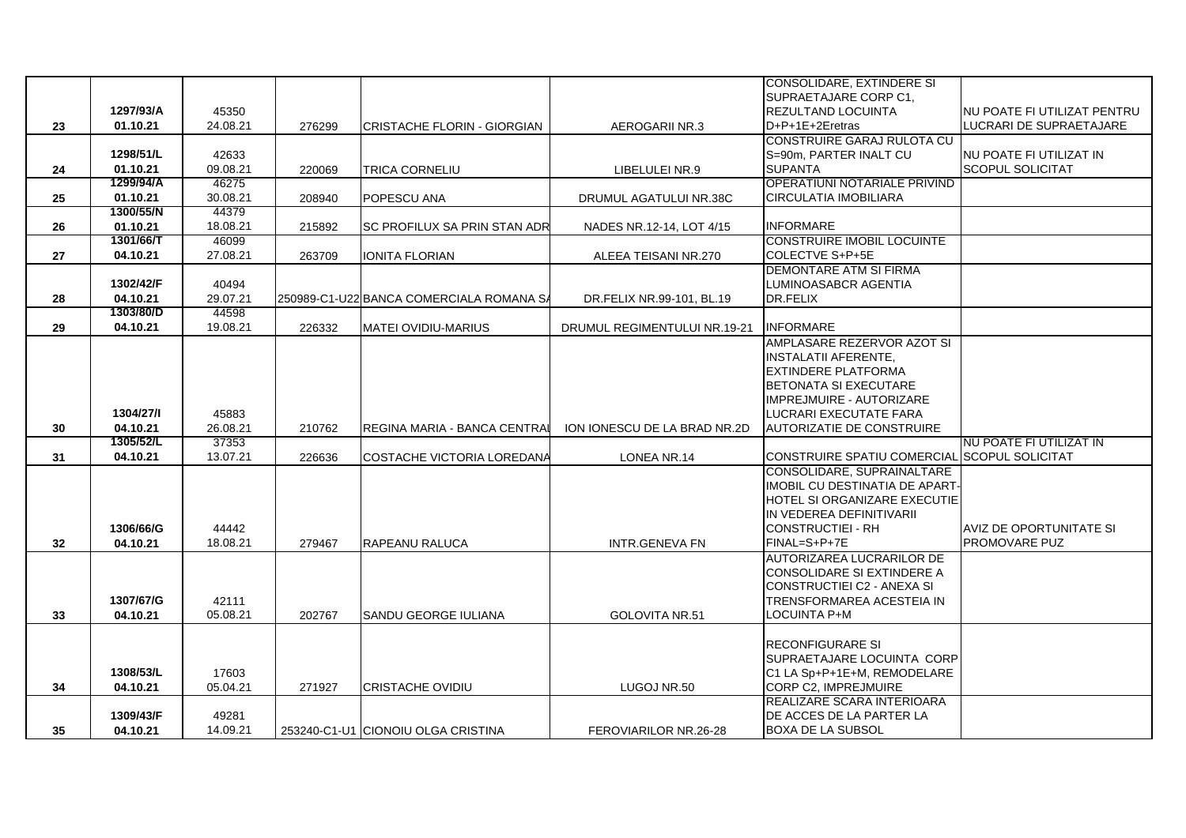| | | | | | | | |
|---|---|---|---|---|---|---|---|
| 23 | 1297/93/A 01.10.21 | 45350 24.08.21 | 276299 | CRISTACHE FLORIN - GIORGIAN | AEROGARII NR.3 | CONSOLIDARE, EXTINDERE SI SUPRAETAJARE CORP C1, REZULTAND LOCUINTA D+P+1E+2Eretras | NU POATE FI UTILIZAT PENTRU LUCRARI DE SUPRAETAJARE |
| 24 | 1298/51/L 01.10.21 | 42633 09.08.21 | 220069 | TRICA CORNELIU | LIBELULEI NR.9 | CONSTRUIRE GARAJ RULOTA CU S=90m, PARTER INALT CU SUPANTA | NU POATE FI UTILIZAT IN SCOPUL SOLICITAT |
| 25 | 1299/94/A 01.10.21 | 46275 30.08.21 | 208940 | POPESCU ANA | DRUMUL AGATULUI NR.38C | OPERATIUNI NOTARIALE PRIVIND CIRCULATIA IMOBILIARA | |
| 26 | 1300/55/N 01.10.21 | 44379 18.08.21 | 215892 | SC PROFILUX SA PRIN STAN ADR | NADES NR.12-14, LOT 4/15 | INFORMARE | |
| 27 | 1301/66/T 04.10.21 | 46099 27.08.21 | 263709 | IONITA FLORIAN | ALEEA TEISANI NR.270 | CONSTRUIRE IMOBIL LOCUINTE COLECTVE S+P+5E | |
| 28 | 1302/42/F 04.10.21 | 40494 29.07.21 | 250989-C1-U22 | BANCA COMERCIALA ROMANA SA | DR.FELIX NR.99-101, BL.19 | DEMONTARE ATM SI FIRMA LUMINOASABCR AGENTIA DR.FELIX | |
| 29 | 1303/80/D 04.10.21 | 44598 19.08.21 | 226332 | MATEI OVIDIU-MARIUS | DRUMUL REGIMENTULUI NR.19-21 | INFORMARE | |
| 30 | 1304/27/I 04.10.21 | 45883 26.08.21 | 210762 | REGINA MARIA - BANCA CENTRAL | ION IONESCU DE LA BRAD NR.2D | AMPLASARE REZERVOR AZOT SI INSTALATII AFERENTE, EXTINDERE PLATFORMA BETONATA SI EXECUTARE IMPREJMUIRE - AUTORIZARE LUCRARI EXECUTATE FARA AUTORIZATIE DE CONSTRUIRE | |
| 31 | 1305/52/L 04.10.21 | 37353 13.07.21 | 226636 | COSTACHE VICTORIA LOREDANA | LONEA NR.14 | CONSTRUIRE SPATIU COMERCIAL | NU POATE FI UTILIZAT IN SCOPUL SOLICITAT |
| 32 | 1306/66/G 04.10.21 | 44442 18.08.21 | 279467 | RAPEANU RALUCA | INTR.GENEVA FN | CONSOLIDARE, SUPRAINALTARE IMOBIL CU DESTINATIA DE APART-HOTEL SI ORGANIZARE EXECUTIE IN VEDEREA DEFINITIVARII CONSTRUCTIEI - RH FINAL=S+P+7E | AVIZ DE OPORTUNITATE SI PROMOVARE PUZ |
| 33 | 1307/67/G 04.10.21 | 42111 05.08.21 | 202767 | SANDU GEORGE IULIANA | GOLOVITA NR.51 | AUTORIZAREA LUCRARILOR DE CONSOLIDARE SI EXTINDERE A CONSTRUCTIEI C2 - ANEXA SI TRANSFORMAREA ACESTEIA IN LOCUINTA P+M | |
| 34 | 1308/53/L 04.10.21 | 17603 05.04.21 | 271927 | CRISTACHE OVIDIU | LUGOJ NR.50 | RECONFIGURARE SI SUPRAETAJARE LOCUINTA CORP C1 LA Sp+P+1E+M, REMODELARE CORP C2, IMPREJMUIRE | |
| 35 | 1309/43/F 04.10.21 | 49281 14.09.21 | 253240-C1-U1 | CIONOIU OLGA CRISTINA | FEROVIARILOR NR.26-28 | REALIZARE SCARA INTERIOARA DE ACCES DE LA PARTER LA BOXA DE LA SUBSOL | |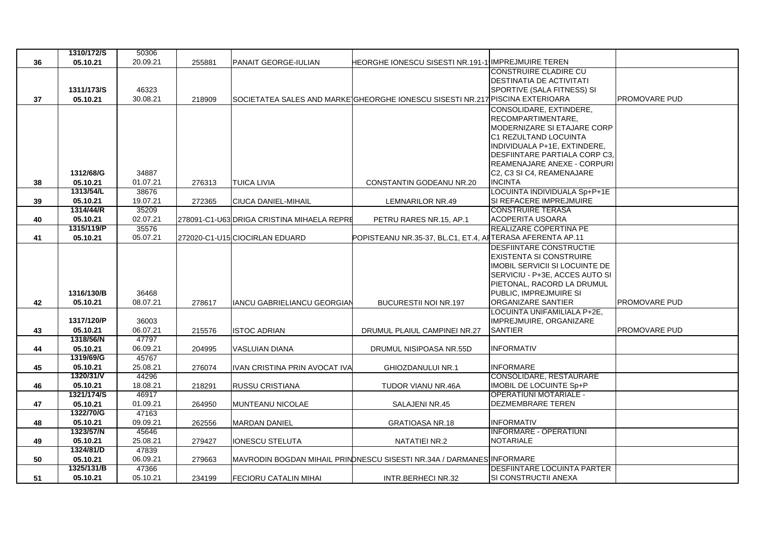| 36 | 1310/172/S<br>05.10.21 | 50306<br>20.09.21 | 255881 | PANAIT GEORGE-IULIAN | HEORGHE IONESCU SISESTI NR.191-1 | IMPREJMUIRE TEREN | |
|---|---|---|---|---|---|---|---|
| 37 | 1311/173/S<br>05.10.21 | 46323<br>30.08.21 | 218909 | SOCIETATEA SALES AND MARKE | GHEORGHE IONESCU SISESTI NR.217 | CONSTRUIRE CLADIRE CU DESTINATIA DE ACTIVITATI SPORTIVE (SALA FITNESS) SI PISCINA EXTERIOARA | PROMOVARE PUD |
| 38 | 1312/68/G<br>05.10.21 | 34887<br>01.07.21 | 276313 | TUICA LIVIA | CONSTANTIN GODEANU NR.20 | CONSOLIDARE, EXTINDERE, RECOMPARTIMENTARE, MODERNIZARE SI ETAJARE CORP C1 REZULTAND LOCUINTA INDIVIDUALA P+1E, EXTINDERE, DESFIINTARE PARTIALA CORP C3, REAMENAJARE ANEXE - CORPURI C2, C3 SI C4, REAMENAJARE INCINTA | |
| 39 | 1313/54/L<br>05.10.21 | 38676<br>19.07.21 | 272365 | CIUCA DANIEL-MIHAIL | LEMNARILOR NR.49 | LOCUINTA INDIVIDUALA Sp+P+1E SI REFACERE IMPREJMUIRE | |
| 40 | 1314/44/R<br>05.10.21 | 35209<br>02.07.21 | 278091-C1-U63 | DRIGA CRISTINA MIHAELA REPRE | PETRU RARES NR.15, AP.1 | CONSTRUIRE TERASA ACOPERITA USOARA | |
| 41 | 1315/119/P<br>05.10.21 | 35576<br>05.07.21 | 272020-C1-U15 | CIOCIRLAN EDUARD | POPISTEANU NR.35-37, BL.C1, ET.4, AP | REALIZARE COPERTINA PE TERASA AFERENTA AP.11 | |
| 42 | 1316/130/B<br>05.10.21 | 36468<br>08.07.21 | 278617 | IANCU GABRIELIANCU GEORGIAN | BUCURESTII NOI NR.197 | DESFIINTARE CONSTRUCTIE EXISTENTA SI CONSTRUIRE IMOBIL SERVICII SI LOCUINTE DE SERVICIU - P+3E, ACCES AUTO SI PIETONAL, RACORD LA DRUMUL PUBLIC, IMPREJMUIRE SI ORGANIZARE SANTIER | PROMOVARE PUD |
| 43 | 1317/120/P<br>05.10.21 | 36003<br>06.07.21 | 215576 | ISTOC ADRIAN | DRUMUL PLAIUL CAMPINEI NR.27 | LOCUINTA UNIFAMILIALA P+2E, IMPREJMUIRE, ORGANIZARE SANTIER | PROMOVARE PUD |
| 44 | 1318/56/N<br>05.10.21 | 47797<br>06.09.21 | 204995 | VASLUIAN DIANA | DRUMUL NISIPOASA NR.55D | INFORMATIV | |
| 45 | 1319/69/G<br>05.10.21 | 45767<br>25.08.21 | 276074 | IVAN CRISTINA PRIN AVOCAT IVA | GHIOZDANULUI NR.1 | INFORMARE | |
| 46 | 1320/31/V<br>05.10.21 | 44296<br>18.08.21 | 218291 | RUSSU CRISTIANA | TUDOR VIANU NR.46A | CONSOLIDARE, RESTAURARE IMOBIL DE LOCUINTE Sp+P | |
| 47 | 1321/174/S<br>05.10.21 | 46917<br>01.09.21 | 264950 | MUNTEANU NICOLAE | SALAJENI NR.45 | OPERATIUNI MOTARIALE - DEZMEMBRARE TEREN | |
| 48 | 1322/70/G<br>05.10.21 | 47163<br>09.09.21 | 262556 | MARDAN DANIEL | GRATIOASA NR.18 | INFORMATIV | |
| 49 | 1323/57/N<br>05.10.21 | 45646<br>25.08.21 | 279427 | IONESCU STELUTA | NATATIEI NR.2 | INFORMARE - OPERATIUNI NOTARIALE | |
| 50 | 1324/81/D<br>05.10.21 | 47839<br>06.09.21 | 279663 | MAVRODIN BOGDAN MIHAIL PRIN | DNESCU SISESTI NR.34A / DARMANES | INFORMARE | |
| 51 | 1325/131/B<br>05.10.21 | 47366<br>05.10.21 | 234199 | FECIORU CATALIN MIHAI | INTR.BERHECI NR.32 | DESFIINTARE LOCUINTA PARTER SI CONSTRUCTII ANEXA | |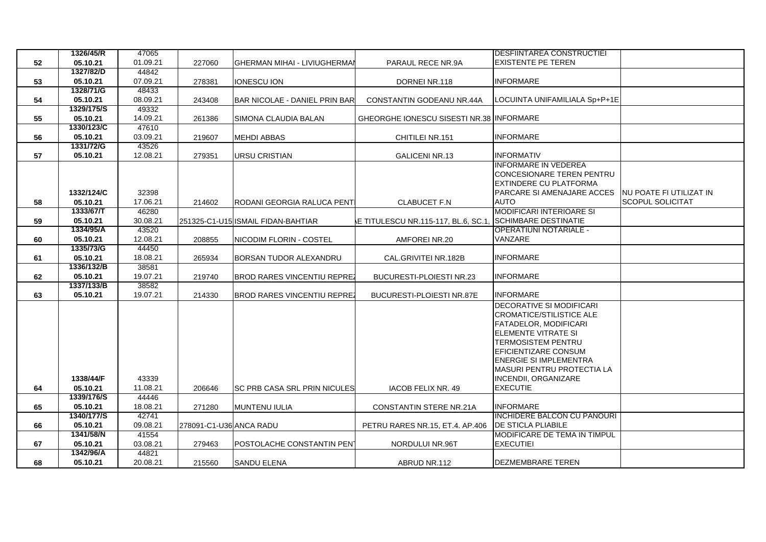| | | | | | | | |
|---|---|---|---|---|---|---|---|
| 52 | 1326/45/R 05.10.21 | 47065 01.09.21 | 227060 | GHERMAN MIHAI - LIVIUGHERMAN | PARAUL RECE NR.9A | DESFIINTAREA CONSTRUCTIEI EXISTENTE PE TEREN | |
| 53 | 1327/82/D 05.10.21 | 44842 07.09.21 | 278381 | IONESCU ION | DORNEI NR.118 | INFORMARE | |
| 54 | 1328/71/G 05.10.21 | 48433 08.09.21 | 243408 | BAR NICOLAE - DANIEL PRIN BAR | CONSTANTIN GODEANU NR.44A | LOCUINTA UNIFAMILIALA Sp+P+1E | |
| 55 | 1329/175/S 05.10.21 | 49332 14.09.21 | 261386 | SIMONA CLAUDIA BALAN | GHEORGHE IONESCU SISESTI NR.38 | INFORMARE | |
| 56 | 1330/123/C 05.10.21 | 47610 03.09.21 | 219607 | MEHDI ABBAS | CHITILEI NR.151 | INFORMARE | |
| 57 | 1331/72/G 05.10.21 | 43526 12.08.21 | 279351 | URSU CRISTIAN | GALICENI NR.13 | INFORMATIV | |
| 58 | 1332/124/C 05.10.21 | 32398 17.06.21 | 214602 | RODANI GEORGIA RALUCA PENT | CLABUCET F.N | INFORMARE IN VEDEREA CONCESIONARE TEREN PENTRU EXTINDERE CU PLATFORMA PARCARE SI AMENAJARE ACCES AUTO | NU POATE FI UTILIZAT IN SCOPUL SOLICITAT |
| 59 | 1333/67/T 05.10.21 | 46280 30.08.21 | 251325-C1-U15 | ISMAIL FIDAN-BAHTIAR | E TITULESCU NR.115-117, BL.6, SC.1, | MODIFICARI INTERIOARE SI SCHIMBARE DESTINATIE | |
| 60 | 1334/95/A 05.10.21 | 43520 12.08.21 | 208855 | NICODIM FLORIN - COSTEL | AMFOREI NR.20 | OPERATIUNI NOTARIALE - VANZARE | |
| 61 | 1335/73/G 05.10.21 | 44450 18.08.21 | 265934 | BORSAN TUDOR ALEXANDRU | CAL.GRIVITEI NR.182B | INFORMARE | |
| 62 | 1336/132/B 05.10.21 | 38581 19.07.21 | 219740 | BROD RARES VINCENTIU REPREZ | BUCURESTI-PLOIESTI NR.23 | INFORMARE | |
| 63 | 1337/133/B 05.10.21 | 38582 19.07.21 | 214330 | BROD RARES VINCENTIU REPREZ | BUCURESTI-PLOIESTI NR.87E | INFORMARE | |
| 64 | 1338/44/F 05.10.21 | 43339 11.08.21 | 206646 | SC PRB CASA SRL PRIN NICULES | IACOB FELIX NR. 49 | DECORATIVE SI MODIFICARI CROMATICE/STILISTICE ALE FATADELOR, MODIFICARI ELEMENTE VITRATE SI TERMOSISTEM PENTRU EFICIENTIZARE CONSUM ENERGIE SI IMPLEMENTRA MASURI PENTRU PROTECTIA LA INCENDII, ORGANIZARE EXECUTIE | |
| 65 | 1339/176/S 05.10.21 | 44446 18.08.21 | 271280 | MUNTENU IULIA | CONSTANTIN STERE NR.21A | INFORMARE | |
| 66 | 1340/177/S 05.10.21 | 42741 09.08.21 | 278091-C1-U36 | ANCA RADU | PETRU RARES NR.15, ET.4. AP.406 | INCHIDERE BALCON CU PANOURI DE STICLA PLIABILE | |
| 67 | 1341/58/N 05.10.21 | 41554 03.08.21 | 279463 | POSTOLACHE CONSTANTIN PENT | NORDULUI NR.96T | MODIFICARE DE TEMA IN TIMPUL EXECUTIEI | |
| 68 | 1342/96/A 05.10.21 | 44821 20.08.21 | 215560 | SANDU ELENA | ABRUD NR.112 | DEZMEMBRARE TEREN | |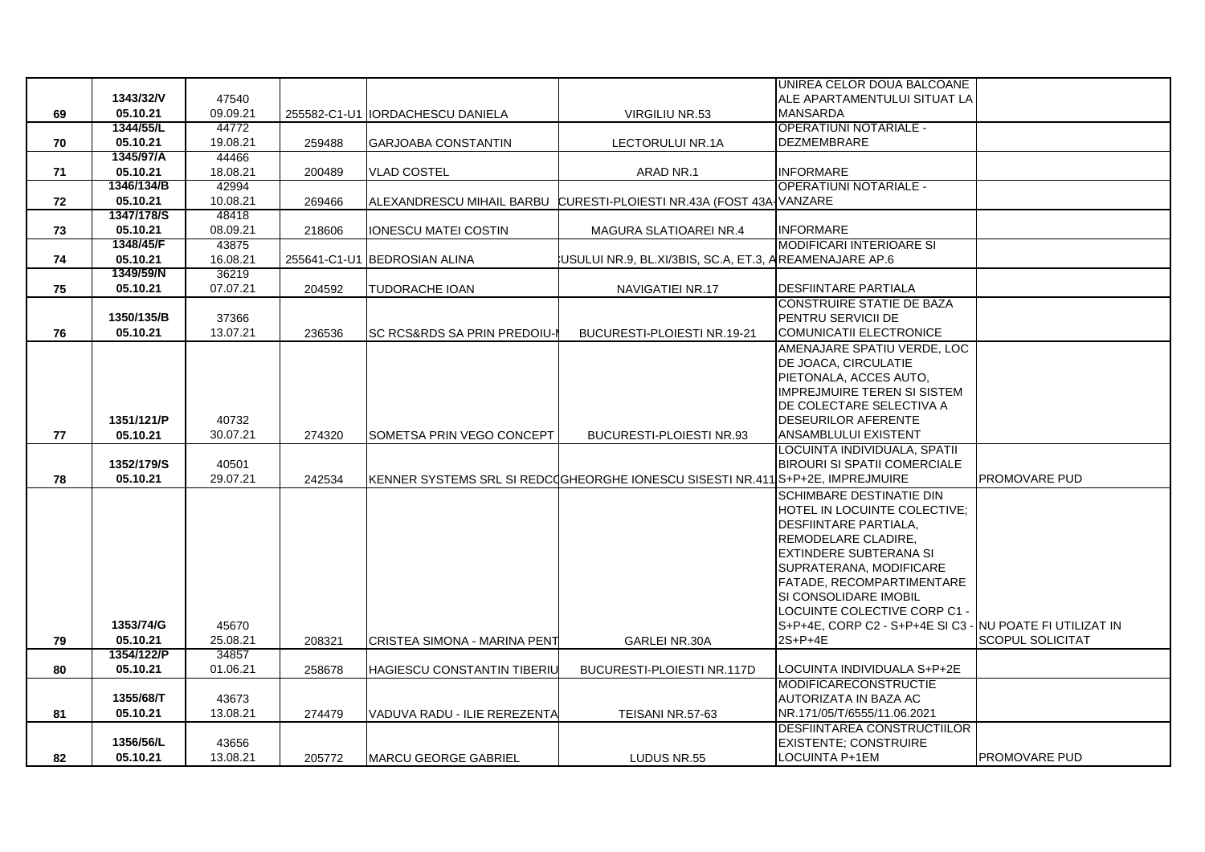| | | | | | | | |
|---|---|---|---|---|---|---|---|
| 69 | 1343/32/V 05.10.21 | 47540 09.09.21 | 255582-C1-U1 | IORDACHESCU DANIELA | VIRGILIU NR.53 | UNIREA CELOR DOUA BALCOANE ALE APARTAMENTULUI SITUAT LA MANSARDA | |
| 70 | 1344/55/L 05.10.21 | 44772 19.08.21 | 259488 | GARJOABA CONSTANTIN | LECTORULUI NR.1A | OPERATIUNI NOTARIALE - DEZMEMBRARE | |
| 71 | 1345/97/A 05.10.21 | 44466 18.08.21 | 200489 | VLAD COSTEL | ARAD NR.1 | INFORMARE | |
| 72 | 1346/134/B 05.10.21 | 42994 10.08.21 | 269466 | ALEXANDRESCU MIHAIL BARBU | CURESTI-PLOIESTI NR.43A (FOST 43A- | OPERATIUNI NOTARIALE - VANZARE | |
| 73 | 1347/178/S 05.10.21 | 48418 08.09.21 | 218606 | IONESCU MATEI COSTIN | MAGURA SLATIOAREI NR.4 | INFORMARE | |
| 74 | 1348/45/F 05.10.21 | 43875 16.08.21 | 255641-C1-U1 | BEDROSIAN ALINA | USULUI NR.9, BL.XI/3BIS, SC.A, ET.3, A | MODIFICARI INTERIOARE SI REAMENAJARE AP.6 | |
| 75 | 1349/59/N 05.10.21 | 36219 07.07.21 | 204592 | TUDORACHE IOAN | NAVIGATIEI NR.17 | DESFIINTARE PARTIALA | |
| 76 | 1350/135/B 05.10.21 | 37366 13.07.21 | 236536 | SC RCS&RDS SA PRIN PREDOIU-I | BUCURESTI-PLOIESTI NR.19-21 | CONSTRUIRE STATIE DE BAZA PENTRU SERVICII DE COMUNICATII ELECTRONICE | |
| 77 | 1351/121/P 05.10.21 | 40732 30.07.21 | 274320 | SOMETSA PRIN VEGO CONCEPT | BUCURESTI-PLOIESTI NR.93 | AMENAJARE SPATIU VERDE, LOC DE JOACA, CIRCULATIE PIETONALA, ACCES AUTO, IMPREJMUIRE TEREN SI SISTEM DE COLECTARE SELECTIVA A DESEURILOR AFERENTE ANSAMBLULUI EXISTENT | |
| 78 | 1352/179/S 05.10.21 | 40501 29.07.21 | 242534 | KENNER SYSTEMS SRL SI REDC | GHEORGHE IONESCU SISESTI NR.411 | LOCUINTA INDIVIDUALA, SPATII BIROURI SI SPATII COMERCIALE S+P+2E, IMPREJMUIRE | PROMOVARE PUD |
| 79 | 1353/74/G 05.10.21 | 45670 25.08.21 | 208321 | CRISTEA SIMONA - MARINA PENT | GARLEI NR.30A | SCHIMBARE DESTINATIE DIN HOTEL IN LOCUINTE COLECTIVE; DESFIINTARE PARTIALA, REMODELARE CLADIRE, EXTINDERE SUBTERANA SI SUPRATERANA, MODIFICARE FATADE, RECOMPARTIMENTARE SI CONSOLIDARE IMOBIL LOCUINTE COLECTIVE CORP C1 - S+P+4E, CORP C2 - S+P+4E SI C3 - 2S+P+4E | NU POATE FI UTILIZAT IN SCOPUL SOLICITAT |
| 80 | 1354/122/P 05.10.21 | 34857 01.06.21 | 258678 | HAGIESCU CONSTANTIN TIBERIU | BUCURESTI-PLOIESTI NR.117D | LOCUINTA INDIVIDUALA S+P+2E | |
| 81 | 1355/68/T 05.10.21 | 43673 13.08.21 | 274479 | VADUVA RADU - ILIE REREZENTA | TEISANI NR.57-63 | MODIFICARECONSTRUCTIE AUTORIZATA IN BAZA AC NR.171/05/T/6555/11.06.2021 | |
| 82 | 1356/56/L 05.10.21 | 43656 13.08.21 | 205772 | MARCU GEORGE GABRIEL | LUDUS NR.55 | DESFIINTAREA CONSTRUCTIILOR EXISTENTE; CONSTRUIRE LOCUINTA P+1EM | PROMOVARE PUD |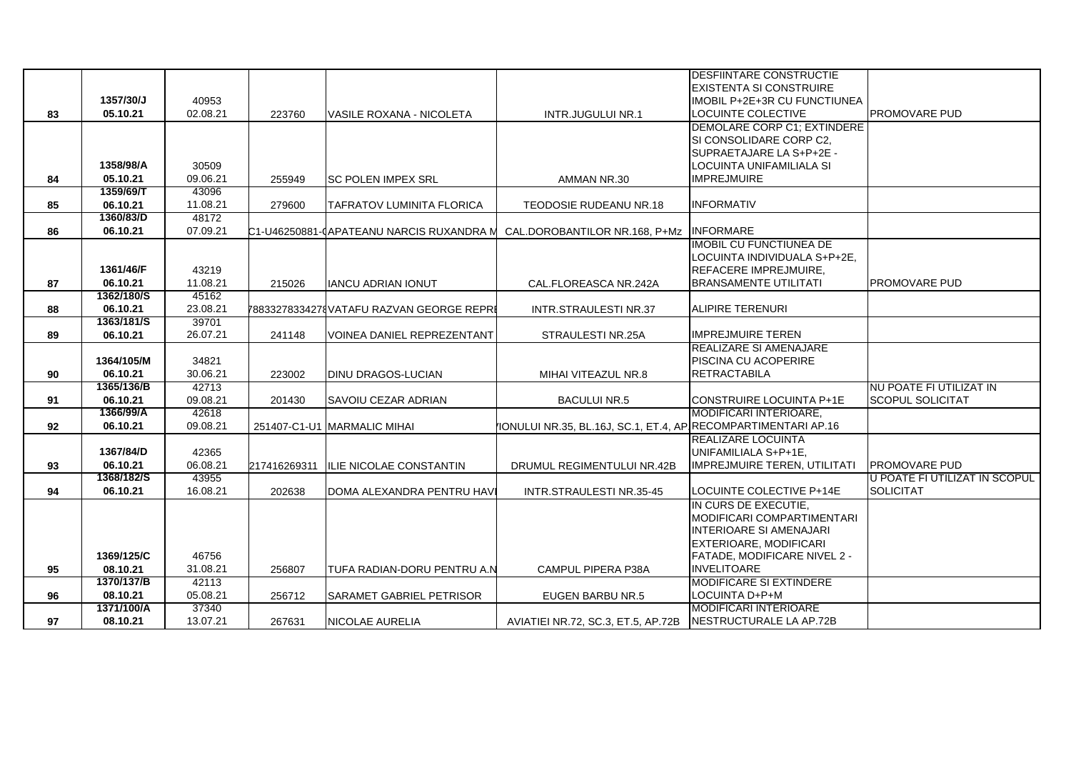| | | | | | | | |
|---|---|---|---|---|---|---|---|
| 83 | 1357/30/J 05.10.21 | 40953 02.08.21 | 223760 | VASILE ROXANA - NICOLETA | INTR.JUGULUI NR.1 | DESFIINTARE CONSTRUCTIE EXISTENTA SI CONSTRUIRE IMOBIL P+2E+3R CU FUNCTIUNEA LOCUINTE COLECTIVE | PROMOVARE PUD |
| 84 | 1358/98/A 05.10.21 | 30509 09.06.21 | 255949 | SC POLEN IMPEX SRL | AMMAN NR.30 | DEMOLARE CORP C1; EXTINDERE SI CONSOLIDARE CORP C2, SUPRAETAJARE LA S+P+2E - LOCUINTA UNIFAMILIALA SI IMPREJMUIRE | |
| 85 | 1359/69/T 06.10.21 | 43096 11.08.21 | 279600 | TAFRATOV LUMINITA FLORICA | TEODOSIE RUDEANU NR.18 | INFORMATIV | |
| 86 | 1360/83/D 06.10.21 | 48172 07.09.21 | C1-U46250881-( | APATEANU NARCIS RUXANDRA M | CAL.DOROBANTILOR NR.168, P+Mz | INFORMARE | |
| 87 | 1361/46/F 06.10.21 | 43219 11.08.21 | 215026 | IANCU ADRIAN IONUT | CAL.FLOREASCA NR.242A | IMOBIL CU FUNCTIUNEA DE LOCUINTA INDIVIDUALA S+P+2E, REFACERE IMPREJMUIRE, BRANSAMENTE UTILITATI | PROMOVARE PUD |
| 88 | 1362/180/S 06.10.21 | 45162 23.08.21 | 788332783342​78 | VATAFU RAZVAN GEORGE REPRE | INTR.STRAULESTI NR.37 | ALIPIRE TERENURI | |
| 89 | 1363/181/S 06.10.21 | 39701 26.07.21 | 241148 | VOINEA DANIEL REPREZENTANT | STRAULESTI NR.25A | IMPREJMUIRE TEREN | |
| 90 | 1364/105/M 06.10.21 | 34821 30.06.21 | 223002 | DINU DRAGOS-LUCIAN | MIHAI VITEAZUL NR.8 | REALIZARE SI AMENAJARE PISCINA CU ACOPERIRE RETRACTABILA | |
| 91 | 1365/136/B 06.10.21 | 42713 09.08.21 | 201430 | SAVOIU CEZAR ADRIAN | BACULUI NR.5 | CONSTRUIRE LOCUINTA P+1E | NU POATE FI UTILIZAT IN SCOPUL SOLICITAT |
| 92 | 1366/99/A 06.10.21 | 42618 09.08.21 | 251407-C1-U1 | MARMALIC MIHAI | IONULUI NR.35, BL.16J, SC.1, ET.4, AP. | MODIFICARI INTERIOARE, RECOMPARTIMENTARI AP.16 | |
| 93 | 1367/84/D 06.10.21 | 42365 06.08.21 | 217416269311 | ILIE NICOLAE CONSTANTIN | DRUMUL REGIMENTULUI NR.42B | REALIZARE LOCUINTA UNIFAMILIALA S+P+1E, IMPREJMUIRE TEREN, UTILITATI | PROMOVARE PUD |
| 94 | 1368/182/S 06.10.21 | 43955 16.08.21 | 202638 | DOMA ALEXANDRA PENTRU HAVI | INTR.STRAULESTI NR.35-45 | LOCUINTE COLECTIVE P+14E | U POATE FI UTILIZAT IN SCOPUL SOLICITAT |
| 95 | 1369/125/C 08.10.21 | 46756 31.08.21 | 256807 | TUFA RADIAN-DORU PENTRU A.N | CAMPUL PIPERA P38A | IN CURS DE EXECUTIE, MODIFICARI COMPARTIMENTARI INTERIOARE SI AMENAJARI EXTERIOARE, MODIFICARI FATADE, MODIFICARE NIVEL 2 - INVELITOARE | |
| 96 | 1370/137/B 08.10.21 | 42113 05.08.21 | 256712 | SARAMET GABRIEL PETRISOR | EUGEN BARBU NR.5 | MODIFICARE SI EXTINDERE LOCUINTA D+P+M | |
| 97 | 1371/100/A 08.10.21 | 37340 13.07.21 | 267631 | NICOLAE AURELIA | AVIATIEI NR.72, SC.3, ET.5, AP.72B | MODIFICARI INTERIOARE NESTRUCTURALE LA AP.72B | |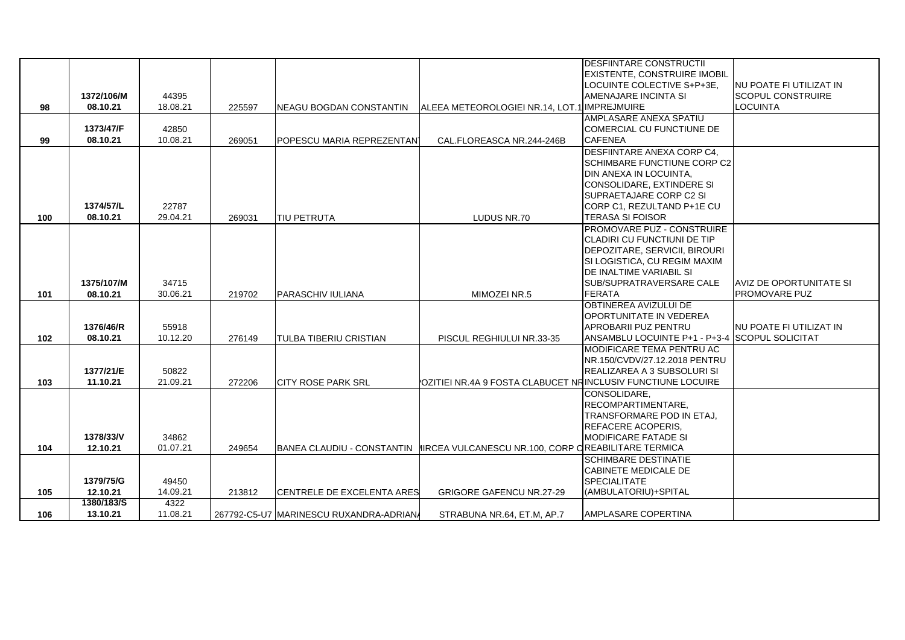| 98 | 1372/106/M 08.10.21 | 44395 18.08.21 | 225597 | NEAGU BOGDAN CONSTANTIN | ALEEA METEOROLOGIEI NR.14, LOT.1 | DESFIINTARE CONSTRUCTII EXISTENTE, CONSTRUIRE IMOBIL LOCUINTE COLECTIVE S+P+3E, AMENAJARE INCINTA SI IMPREJMUIRE | NU POATE FI UTILIZAT IN SCOPUL CONSTRUIRE LOCUINTA |
|---|---|---|---|---|---|---|---|
| 99 | 1373/47/F 08.10.21 | 42850 10.08.21 | 269051 | POPESCU MARIA REPREZENTAN | CAL.FLOREASCA NR.244-246B | AMPLASARE ANEXA SPATIU COMERCIAL CU FUNCTIUNE DE CAFENEA | |
| 100 | 1374/57/L 08.10.21 | 22787 29.04.21 | 269031 | TIU PETRUTA | LUDUS NR.70 | DESFIINTARE ANEXA CORP C4, SCHIMBARE FUNCTIUNE CORP C2 DIN ANEXA IN LOCUINTA, CONSOLIDARE, EXTINDERE SI SUPRAETAJARE CORP C2 SI CORP C1, REZULTAND P+1E CU TERASA SI FOISOR | |
| 101 | 1375/107/M 08.10.21 | 34715 30.06.21 | 219702 | PARASCHIV IULIANA | MIMOZEI NR.5 | PROMOVARE PUZ - CONSTRUIRE CLADIRI CU FUNCTIUNI DE TIP DEPOZITARE, SERVICII, BIROURI SI LOGISTICA, CU REGIM MAXIM DE INALTIME VARIABIL SI SUB/SUPRATRAVERSARE CALE FERATA | AVIZ DE OPORTUNITATE SI PROMOVARE PUZ |
| 102 | 1376/46/R 08.10.21 | 55918 10.12.20 | 276149 | TULBA TIBERIU CRISTIAN | PISCUL REGHIULUI NR.33-35 | OBTINEREA AVIZULUI DE OPORTUNITATE IN VEDEREA APROBARII PUZ PENTRU ANSAMBLU LOCUINTE P+1 - P+3-4 | NU POATE FI UTILIZAT IN SCOPUL SOLICITAT |
| 103 | 1377/21/E 11.10.21 | 50822 21.09.21 | 272206 | CITY ROSE PARK SRL | OZITIEI NR.4A 9 FOSTA CLABUCET NR | MODIFICARE TEMA PENTRU AC NR.150/CVDV/27.12.2018 PENTRU REALIZAREA A 3 SUBSOLURI SI INCLUSIV FUNCTIUNE LOCUIRE | |
| 104 | 1378/33/V 12.10.21 | 34862 01.07.21 | 249654 | BANEA CLAUDIU - CONSTANTIN | IIRCEA VULCANESCU NR.100, CORP C | CONSOLIDARE, RECOMPARTIMENTARE, TRANSFORMARE POD IN ETAJ, REFACERE ACOPERIS, MODIFICARE FATADE SI REABILITARE TERMICA | |
| 105 | 1379/75/G 12.10.21 | 49450 14.09.21 | 213812 | CENTRELE DE EXCELENTA ARES | GRIGORE GAFENCU NR.27-29 | SCHIMBARE DESTINATIE CABINETE MEDICALE DE SPECIALITATE (AMBULATORIU)+SPITAL | |
| 106 | 1380/183/S 13.10.21 | 4322 11.08.21 | 267792-C5-U7 | MARINESCU RUXANDRA-ADRIAN | STRABUNA NR.64, ET.M, AP.7 | AMPLASARE COPERTINA | |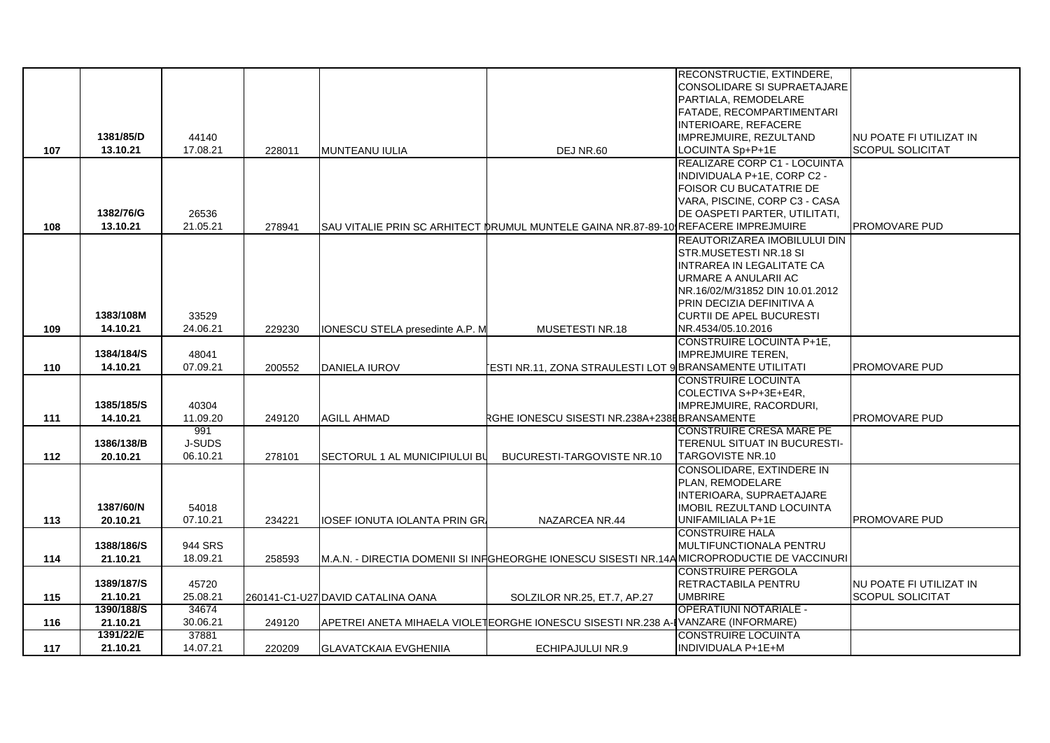| | | | | | | | |
|---|---|---|---|---|---|---|---|
| 107 | 1381/85/D 13.10.21 | 44140 17.08.21 | 228011 | MUNTEANU IULIA | DEJ NR.60 | RECONSTRUCTIE, EXTINDERE, CONSOLIDARE SI SUPRAETAJARE PARTIALA, REMODELARE FATADE, RECOMPARTIMENTARI INTERIOARE, REFACERE IMPREJMUIRE, REZULTAND LOCUINTA Sp+P+1E | NU POATE FI UTILIZAT IN SCOPUL SOLICITAT |
| 108 | 1382/76/G 13.10.21 | 26536 21.05.21 | 278941 | SAU VITALIE PRIN SC ARHITECT D | DRUMUL MUNTELE GAINA NR.87-89-10 | REALIZARE CORP C1 - LOCUINTA INDIVIDUALA P+1E, CORP C2 - FOISOR CU BUCATATRIE DE VARA, PISCINE, CORP C3 - CASA DE OASPETI PARTER, UTILITATI, REFACERE IMPREJMUIRE | PROMOVARE PUD |
| 109 | 1383/108M 14.10.21 | 33529 24.06.21 | 229230 | IONESCU STELA presedinte A.P. M | MUSETESTI NR.18 | REAUTORIZAREA IMOBILULUI DIN STR.MUSETESTI NR.18 SI INTRAREA IN LEGALITATE CA URMARE A ANULARII AC NR.16/02/M/31852 DIN 10.01.2012 PRIN DECIZIA DEFINITIVA A CURTII DE APEL BUCURESTI NR.4534/05.10.2016 | |
| 110 | 1384/184/S 14.10.21 | 48041 07.09.21 | 200552 | DANIELA IUROV | ESTI NR.11, ZONA STRAULESTI LOT 9 | CONSTRUIRE LOCUINTA P+1E, IMPREJMUIRE TEREN, BRANSAMENTE UTILITATI | PROMOVARE PUD |
| 111 | 1385/185/S 14.10.21 | 40304 11.09.20 | 249120 | AGILL AHMAD | RGHE IONESCU SISESTI NR.238A+238B | CONSTRUIRE LOCUINTA COLECTIVA S+P+3E+E4R, IMPREJMUIRE, RACORDURI, BRANSAMENTE | PROMOVARE PUD |
| 112 | 1386/138/B 20.10.21 | 991 J-SUDS 06.10.21 | 278101 | SECTORUL 1 AL MUNICIPIULUI BU | BUCURESTI-TARGOVISTE NR.10 | CONSTRUIRE CRESA MARE PE TERENUL SITUAT IN BUCURESTI-TARGOVISTE NR.10 | |
| 113 | 1387/60/N 20.10.21 | 54018 07.10.21 | 234221 | IOSEF IONUTA IOLANTA PRIN GR | NAZARCEA NR.44 | CONSOLIDARE, EXTINDERE IN PLAN, REMODELARE INTERIOARA, SUPRAETAJARE IMOBIL REZULTAND LOCUINTA UNIFAMILIALA P+1E | PROMOVARE PUD |
| 114 | 1388/186/S 21.10.21 | 944 SRS 18.09.21 | 258593 | M.A.N. - DIRECTIA DOMENII SI INF | GHEORGHE IONESCU SISESTI NR.14A | CONSTRUIRE HALA MULTIFUNCTIONALA PENTRU MICROPRODUCTIE DE VACCINURI | |
| 115 | 1389/187/S 21.10.21 | 45720 25.08.21 | 260141-C1-U27 | DAVID CATALINA OANA | SOLZILOR NR.25, ET.7, AP.27 | CONSTRUIRE PERGOLA RETRACTABILA PENTRU UMBRIRE | NU POATE FI UTILIZAT IN SCOPUL SOLICITAT |
| 116 | 1390/188/S 21.10.21 | 34674 30.06.21 | 249120 | APETREI ANETA MIHAELA VIOLET | EORGHE IONESCU SISESTI NR.238 A-I | OPERATIUNI NOTARIALE - VANZARE (INFORMARE) | |
| 117 | 1391/22/E 21.10.21 | 37881 14.07.21 | 220209 | GLAVATCKAIA EVGHENIIA | ECHIPAJULUI NR.9 | CONSTRUIRE LOCUINTA INDIVIDUALA P+1E+M | |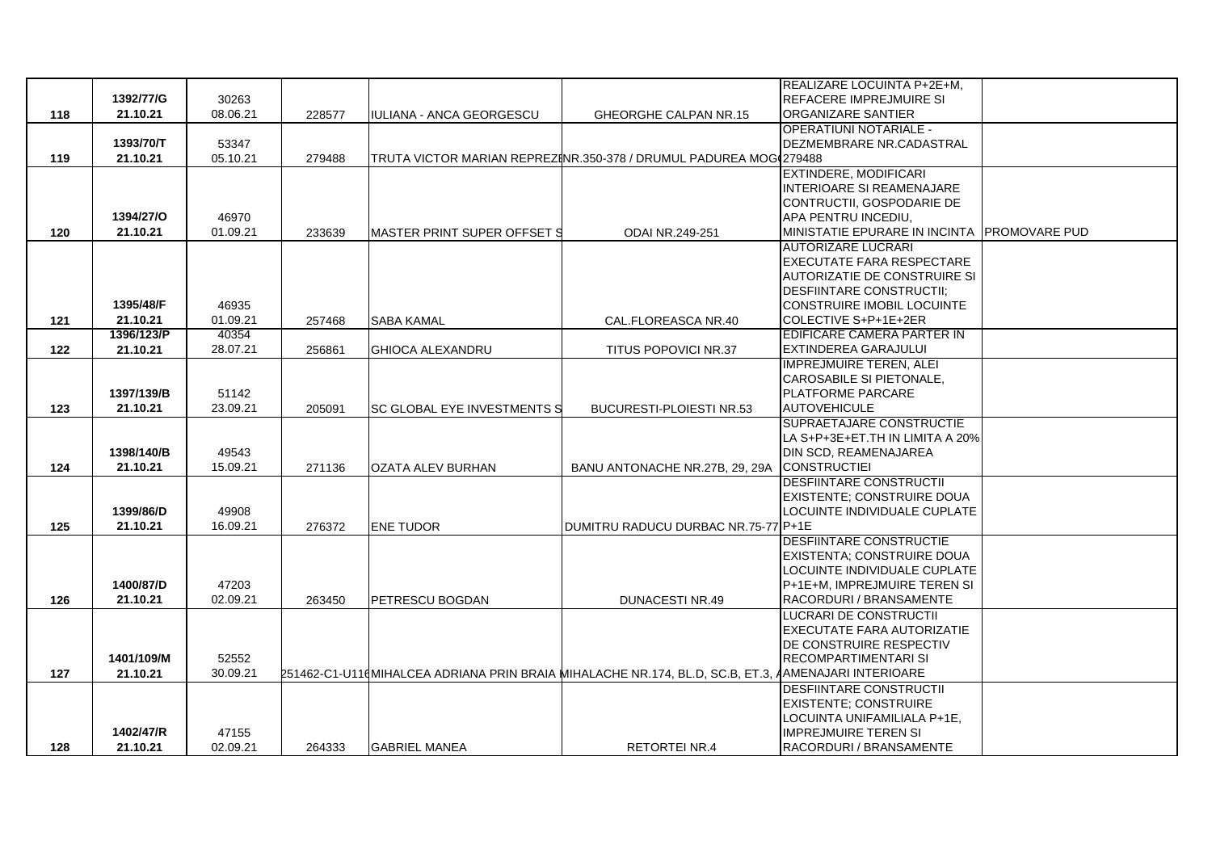| | | | | | | | |
|---|---|---|---|---|---|---|---|
| 118 | 1392/77/G 21.10.21 | 30263 08.06.21 | 228577 | IULIANA - ANCA GEORGESCU | GHEORGHE CALPAN NR.15 | REALIZARE LOCUINTA P+2E+M, REFACERE IMPREJMUIRE SI ORGANIZARE SANTIER | |
| 119 | 1393/70/T 21.10.21 | 53347 05.10.21 | 279488 | TRUTA VICTOR MARIAN REPREZI | NR.350-378 / DRUMUL PADUREA MOG | OPERATIUNI NOTARIALE - DEZMEMBRARE NR.CADASTRAL 279488 | |
| 120 | 1394/27/O 21.10.21 | 46970 01.09.21 | 233639 | MASTER PRINT SUPER OFFSET S | ODAI NR.249-251 | EXTINDERE, MODIFICARI INTERIOARE SI REAMENAJARE CONTRUCTII, GOSPODARIE DE APA PENTRU INCEDIU, MINISTATIE EPURARE IN INCINTA | PROMOVARE PUD |
| 121 | 1395/48/F 21.10.21 | 46935 01.09.21 | 257468 | SABA KAMAL | CAL.FLOREASCA NR.40 | AUTORIZARE LUCRARI EXECUTATE FARA RESPECTARE AUTORIZATIE DE CONSTRUIRE SI DESFIINTARE CONSTRUCTII; CONSTRUIRE IMOBIL LOCUINTE COLECTIVE S+P+1E+2ER | |
| 122 | 1396/123/P 21.10.21 | 40354 28.07.21 | 256861 | GHIOCA ALEXANDRU | TITUS POPOVICI NR.37 | EDIFICARE CAMERA PARTER IN EXTINDEREA GARAJULUI | |
| 123 | 1397/139/B 21.10.21 | 51142 23.09.21 | 205091 | SC GLOBAL EYE INVESTMENTS S | BUCURESTI-PLOIESTI NR.53 | IMPREJMUIRE TEREN, ALEI CAROSABILE SI PIETONALE, PLATFORME PARCARE AUTOVEHICULE | |
| 124 | 1398/140/B 21.10.21 | 49543 15.09.21 | 271136 | OZATA ALEV BURHAN | BANU ANTONACHE NR.27B, 29, 29A | SUPRAETAJARE CONSTRUCTIE LA S+P+3E+ET.TH IN LIMITA A 20% DIN SCD, REAMENAJAREA CONSTRUCTIEI | |
| 125 | 1399/86/D 21.10.21 | 49908 16.09.21 | 276372 | ENE TUDOR | DUMITRU RADUCU DURBAC NR.75-77 | DESFIINTARE CONSTRUCTII EXISTENTE; CONSTRUIRE DOUA LOCUINTE INDIVIDUALE CUPLATE P+1E | |
| 126 | 1400/87/D 21.10.21 | 47203 02.09.21 | 263450 | PETRESCU BOGDAN | DUNACESTI NR.49 | DESFIINTARE CONSTRUCTIE EXISTENTA; CONSTRUIRE DOUA LOCUINTE INDIVIDUALE CUPLATE P+1E+M, IMPREJMUIRE TEREN SI RACORDURI / BRANSAMENTE | |
| 127 | 1401/109/M 21.10.21 | 52552 30.09.21 | 251462-C1-U11 | MIHALCEA ADRIANA PRIN BRAIA | MIHALACHE NR.174, BL.D, SC.B, ET.3, A | LUCRARI DE CONSTRUCTII EXECUTATE FARA AUTORIZATIE DE CONSTRUIRE RESPECTIV RECOMPARTIMENTARI SI AMENAJARI INTERIOARE | |
| 128 | 1402/47/R 21.10.21 | 47155 02.09.21 | 264333 | GABRIEL MANEA | RETORTEI NR.4 | DESFIINTARE CONSTRUCTII EXISTENTE; CONSTRUIRE LOCUINTA UNIFAMILIALA P+1E, IMPREJMUIRE TEREN SI RACORDURI / BRANSAMENTE | |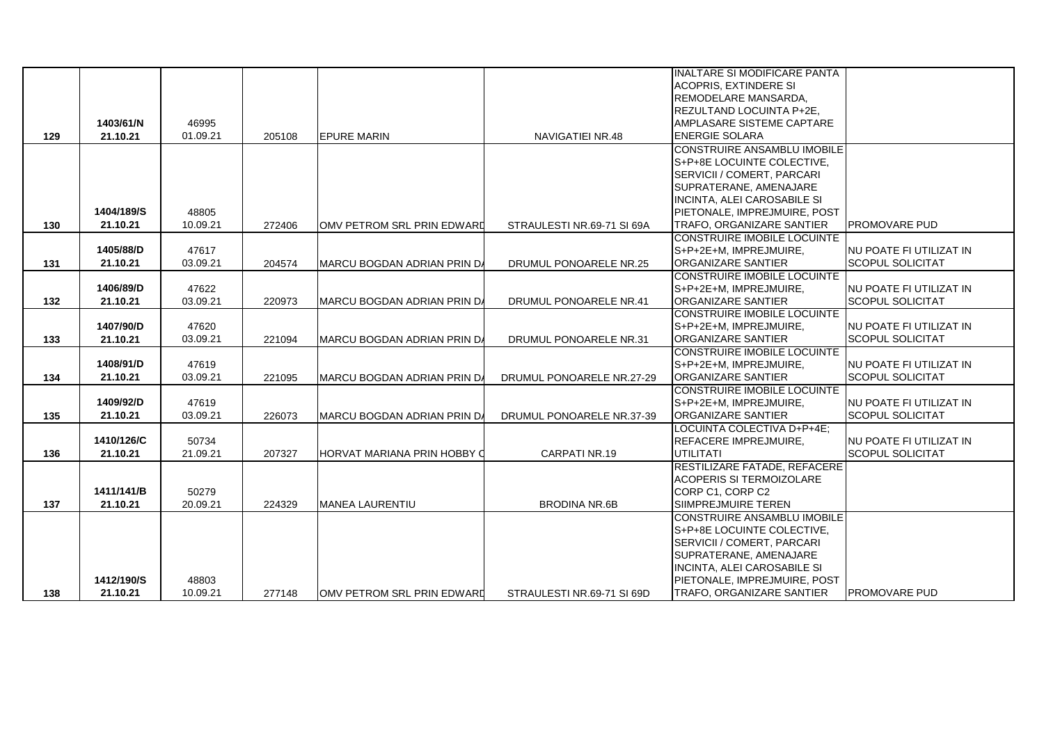| | | | | | | | |
|---|---|---|---|---|---|---|---|
| 129 | 1403/61/N 21.10.21 | 46995 01.09.21 | 205108 | EPURE MARIN | NAVIGATIEI NR.48 | INALTARE SI MODIFICARE PANTA ACOPRIS, EXTINDERE SI REMODELARE MANSARDA, REZULTAND LOCUINTA P+2E, AMPLASARE SISTEME CAPTARE ENERGIE SOLARA | |
| 130 | 1404/189/S 21.10.21 | 48805 10.09.21 | 272406 | OMV PETROM SRL PRIN EDWARD | STRAULESTI NR.69-71 SI 69A | CONSTRUIRE ANSAMBLU IMOBILE S+P+8E LOCUINTE COLECTIVE, SERVICII / COMERT, PARCARI SUPRATERANE, AMENAJARE INCINTA, ALEI CAROSABILE SI PIETONALE, IMPREJMUIRE, POST TRAFO, ORGANIZARE SANTIER | PROMOVARE PUD |
| 131 | 1405/88/D 21.10.21 | 47617 03.09.21 | 204574 | MARCU BOGDAN ADRIAN PRIN DA | DRUMUL PONOARELE NR.25 | CONSTRUIRE IMOBILE LOCUINTE S+P+2E+M, IMPREJMUIRE, ORGANIZARE SANTIER | NU POATE FI UTILIZAT IN SCOPUL SOLICITAT |
| 132 | 1406/89/D 21.10.21 | 47622 03.09.21 | 220973 | MARCU BOGDAN ADRIAN PRIN DA | DRUMUL PONOARELE NR.41 | CONSTRUIRE IMOBILE LOCUINTE S+P+2E+M, IMPREJMUIRE, ORGANIZARE SANTIER | NU POATE FI UTILIZAT IN SCOPUL SOLICITAT |
| 133 | 1407/90/D 21.10.21 | 47620 03.09.21 | 221094 | MARCU BOGDAN ADRIAN PRIN DA | DRUMUL PONOARELE NR.31 | CONSTRUIRE IMOBILE LOCUINTE S+P+2E+M, IMPREJMUIRE, ORGANIZARE SANTIER | NU POATE FI UTILIZAT IN SCOPUL SOLICITAT |
| 134 | 1408/91/D 21.10.21 | 47619 03.09.21 | 221095 | MARCU BOGDAN ADRIAN PRIN DA | DRUMUL PONOARELE NR.27-29 | CONSTRUIRE IMOBILE LOCUINTE S+P+2E+M, IMPREJMUIRE, ORGANIZARE SANTIER | NU POATE FI UTILIZAT IN SCOPUL SOLICITAT |
| 135 | 1409/92/D 21.10.21 | 47619 03.09.21 | 226073 | MARCU BOGDAN ADRIAN PRIN DA | DRUMUL PONOARELE NR.37-39 | CONSTRUIRE IMOBILE LOCUINTE S+P+2E+M, IMPREJMUIRE, ORGANIZARE SANTIER | NU POATE FI UTILIZAT IN SCOPUL SOLICITAT |
| 136 | 1410/126/C 21.10.21 | 50734 21.09.21 | 207327 | HORVAT MARIANA PRIN HOBBY C | CARPATI NR.19 | LOCUINTA COLECTIVA D+P+4E; REFACERE IMPREJMUIRE, UTILITATI | NU POATE FI UTILIZAT IN SCOPUL SOLICITAT |
| 137 | 1411/141/B 21.10.21 | 50279 20.09.21 | 224329 | MANEA LAURENTIU | BRODINA NR.6B | RESTILIZARE FATADE, REFACERE ACOPERIS SI TERMOIZOLARE CORP C1, CORP C2 SIIMPREJMUIRE TEREN | |
| 138 | 1412/190/S 21.10.21 | 48803 10.09.21 | 277148 | OMV PETROM SRL PRIN EDWARD | STRAULESTI NR.69-71 SI 69D | CONSTRUIRE ANSAMBLU IMOBILE S+P+8E LOCUINTE COLECTIVE, SERVICII / COMERT, PARCARI SUPRATERANE, AMENAJARE INCINTA, ALEI CAROSABILE SI PIETONALE, IMPREJMUIRE, POST TRAFO, ORGANIZARE SANTIER | PROMOVARE PUD |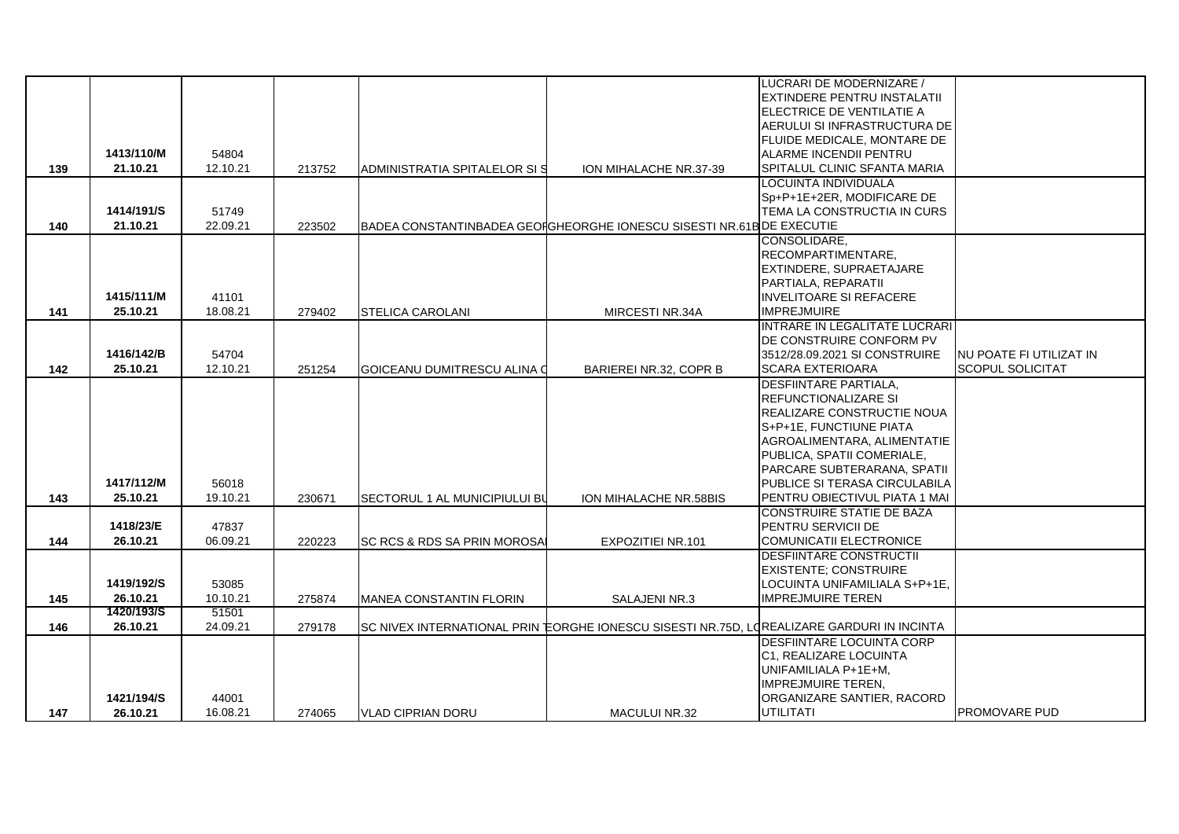| 139 | 1413/110/M 21.10.21 | 54804 12.10.21 | 213752 | ADMINISTRATIA SPITALELOR SI S | ION MIHALACHE NR.37-39 | LUCRARI DE MODERNIZARE / EXTINDERE PENTRU INSTALATII ELECTRICE DE VENTILATIE A AERULUI SI INFRASTRUCTURA DE FLUIDE MEDICALE, MONTARE DE ALARME INCENDII PENTRU SPITALUL CLINIC SFANTA MARIA | |
|---|---|---|---|---|---|---|---|
| 140 | 1414/191/S 21.10.21 | 51749 22.09.21 | 223502 | BADEA CONSTANTINBADEA GEOF | GHEORGHE IONESCU SISESTI NR.61B | LOCUINTA INDIVIDUALA Sp+P+1E+2ER, MODIFICARE DE TEMA LA CONSTRUCTIA IN CURS DE EXECUTIE | |
| 141 | 1415/111/M 25.10.21 | 41101 18.08.21 | 279402 | STELICA CAROLANI | MIRCESTI NR.34A | CONSOLIDARE, RECOMPARTIMENTARE, EXTINDERE, SUPRAETAJARE PARTIALA, REPARATII INVELITOARE SI REFACERE IMPREJMUIRE | |
| 142 | 1416/142/B 25.10.21 | 54704 12.10.21 | 251254 | GOICEANU DUMITRESCU ALINA C | BARIEREI NR.32, COPR B | INTRARE IN LEGALITATE LUCRARI DE CONSTRUIRE CONFORM PV 3512/28.09.2021 SI CONSTRUIRE SCARA EXTERIOARA | NU POATE FI UTILIZAT IN SCOPUL SOLICITAT |
| 143 | 1417/112/M 25.10.21 | 56018 19.10.21 | 230671 | SECTORUL 1 AL MUNICIPIULUI BU | ION MIHALACHE NR.58BIS | DESFIINTARE PARTIALA, REFUNCTIONALIZARE SI REALIZARE CONSTRUCTIE NOUA S+P+1E, FUNCTIUNE PIATA AGROALIMENTARA, ALIMENTATIE PUBLICA, SPATII COMERIALE, PARCARE SUBTERARANA, SPATII PUBLICE SI TERASA CIRCULABILA PENTRU OBIECTIVUL PIATA 1 MAI | |
| 144 | 1418/23/E 26.10.21 | 47837 06.09.21 | 220223 | SC RCS & RDS SA PRIN MOROSA | EXPOZITIEI NR.101 | CONSTRUIRE STATIE DE BAZA PENTRU SERVICII DE COMUNICATII ELECTRONICE | |
| 145 | 1419/192/S 26.10.21 | 53085 10.10.21 | 275874 | MANEA CONSTANTIN FLORIN | SALAJENI NR.3 | DESFIINTARE CONSTRUCTII EXISTENTE; CONSTRUIRE LOCUINTA UNIFAMILIALA S+P+1E, IMPREJMUIRE TEREN | |
| 146 | 1420/193/S 26.10.21 | 51501 24.09.21 | 279178 | SC NIVEX INTERNATIONAL PRIN | EORGHE IONESCU SISESTI NR.75D, LC | REALIZARE GARDURI IN INCINTA | |
| 147 | 1421/194/S 26.10.21 | 44001 16.08.21 | 274065 | VLAD CIPRIAN DORU | MACULUI NR.32 | DESFIINTARE LOCUINTA CORP C1, REALIZARE LOCUINTA UNIFAMILIALA P+1E+M, IMPREJMUIRE TEREN, ORGANIZARE SANTIER, RACORD UTILITATI | PROMOVARE PUD |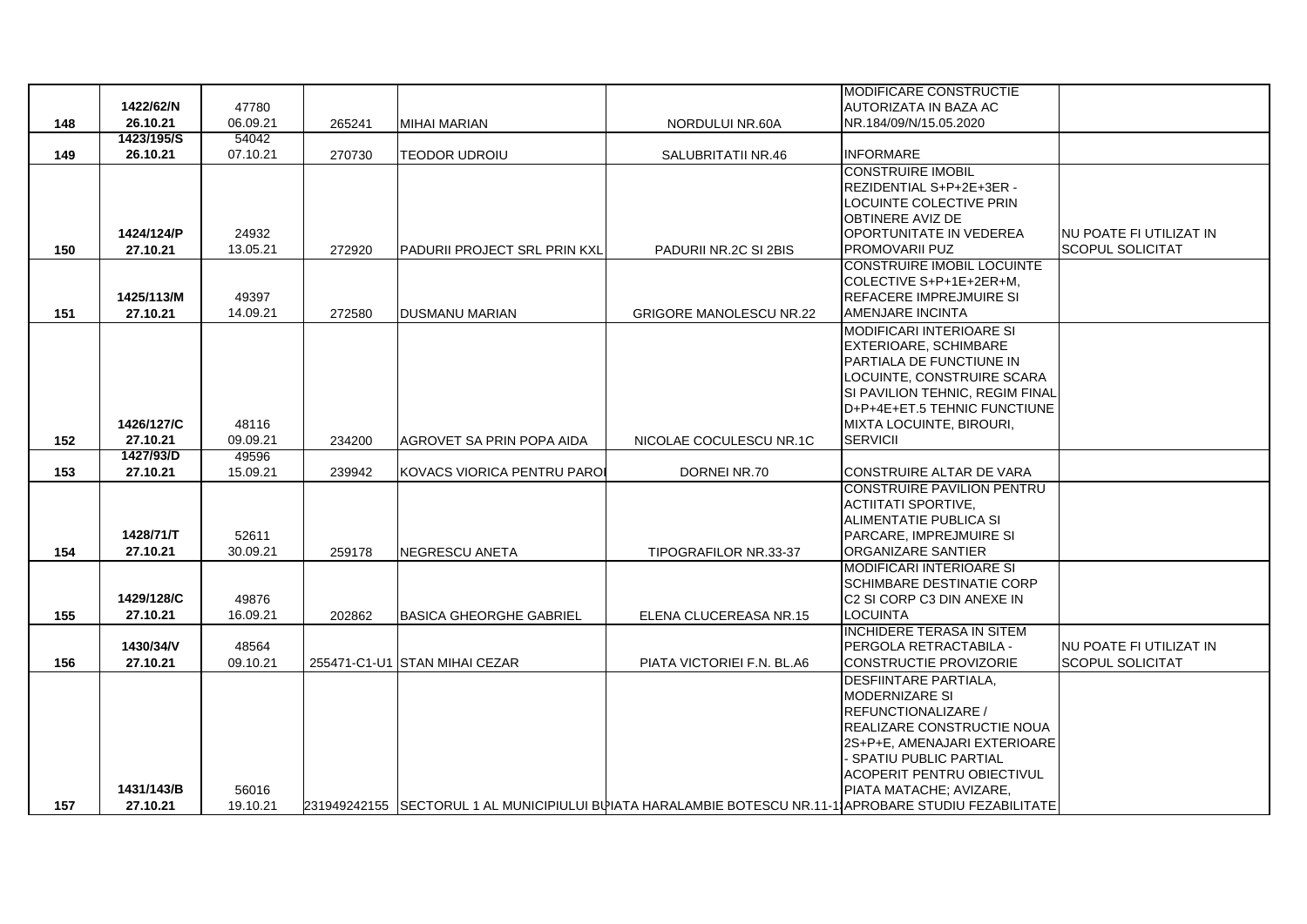| | | | | | | | |
|---|---|---|---|---|---|---|---|
| 148 | 1422/62/N 26.10.21 | 47780 06.09.21 | 265241 | MIHAI MARIAN | NORDULUI NR.60A | MODIFICARE CONSTRUCTIE AUTORIZATA IN BAZA AC NR.184/09/N/15.05.2020 | |
| 149 | 1423/195/S 26.10.21 | 54042 07.10.21 | 270730 | TEODOR UDROIU | SALUBRITATII NR.46 | INFORMARE | |
| 150 | 1424/124/P 27.10.21 | 24932 13.05.21 | 272920 | PADURII PROJECT SRL PRIN KXL | PADURII NR.2C SI 2BIS | CONSTRUIRE IMOBIL REZIDENTIAL S+P+2E+3ER - LOCUINTE COLECTIVE PRIN OBTINERE AVIZ DE OPORTUNITATE IN VEDEREA PROMOVARII PUZ | NU POATE FI UTILIZAT IN SCOPUL SOLICITAT |
| 151 | 1425/113/M 27.10.21 | 49397 14.09.21 | 272580 | DUSMANU MARIAN | GRIGORE MANOLESCU NR.22 | CONSTRUIRE IMOBIL LOCUINTE COLECTIVE S+P+1E+2ER+M, REFACERE IMPREJMUIRE SI AMENJARE INCINTA | |
| 152 | 1426/127/C 27.10.21 | 48116 09.09.21 | 234200 | AGROVET SA PRIN POPA AIDA | NICOLAE COCULESCU NR.1C | MODIFICARI INTERIOARE SI EXTERIOARE, SCHIMBARE PARTIALA DE FUNCTIUNE IN LOCUINTE, CONSTRUIRE SCARA SI PAVILION TEHNIC, REGIM FINAL D+P+4E+ET.5 TEHNIC FUNCTIUNE MIXTA LOCUINTE, BIROURI, SERVICII | |
| 153 | 1427/93/D 27.10.21 | 49596 15.09.21 | 239942 | KOVACS VIORICA PENTRU PAROI | DORNEI NR.70 | CONSTRUIRE ALTAR DE VARA | |
| 154 | 1428/71/T 27.10.21 | 52611 30.09.21 | 259178 | NEGRESCU ANETA | TIPOGRAFILOR NR.33-37 | CONSTRUIRE PAVILION PENTRU ACTIITATI SPORTIVE, ALIMENTATIE PUBLICA SI PARCARE, IMPREJMUIRE SI ORGANIZARE SANTIER | |
| 155 | 1429/128/C 27.10.21 | 49876 16.09.21 | 202862 | BASICA GHEORGHE GABRIEL | ELENA CLUCEREASA NR.15 | MODIFICARI INTERIOARE SI SCHIMBARE DESTINATIE CORP C2 SI CORP C3 DIN ANEXE IN LOCUINTA | |
| 156 | 1430/34/V 27.10.21 | 48564 09.10.21 | 255471-C1-U1 | STAN MIHAI CEZAR | PIATA VICTORIEI F.N. BL.A6 | INCHIDERE TERASA IN SITEM PERGOLA RETRACTABILA - CONSTRUCTIE PROVIZORIE | NU POATE FI UTILIZAT IN SCOPUL SOLICITAT |
| 157 | 1431/143/B 27.10.21 | 56016 19.10.21 | 231949242155 | SECTORUL 1 AL MUNICIPIULUI BU | PIATA HARALAMBIE BOTESCU NR.11-1 | DESFIINTARE PARTIALA, MODERNIZARE SI REFUNCTIONALIZARE / REALIZARE CONSTRUCTIE NOUA 2S+P+E, AMENAJARI EXTERIOARE - SPATIU PUBLIC PARTIAL ACOPERIT PENTRU OBIECTIVUL PIATA MATACHE; AVIZARE, APROBARE STUDIU FEZABILITATE | |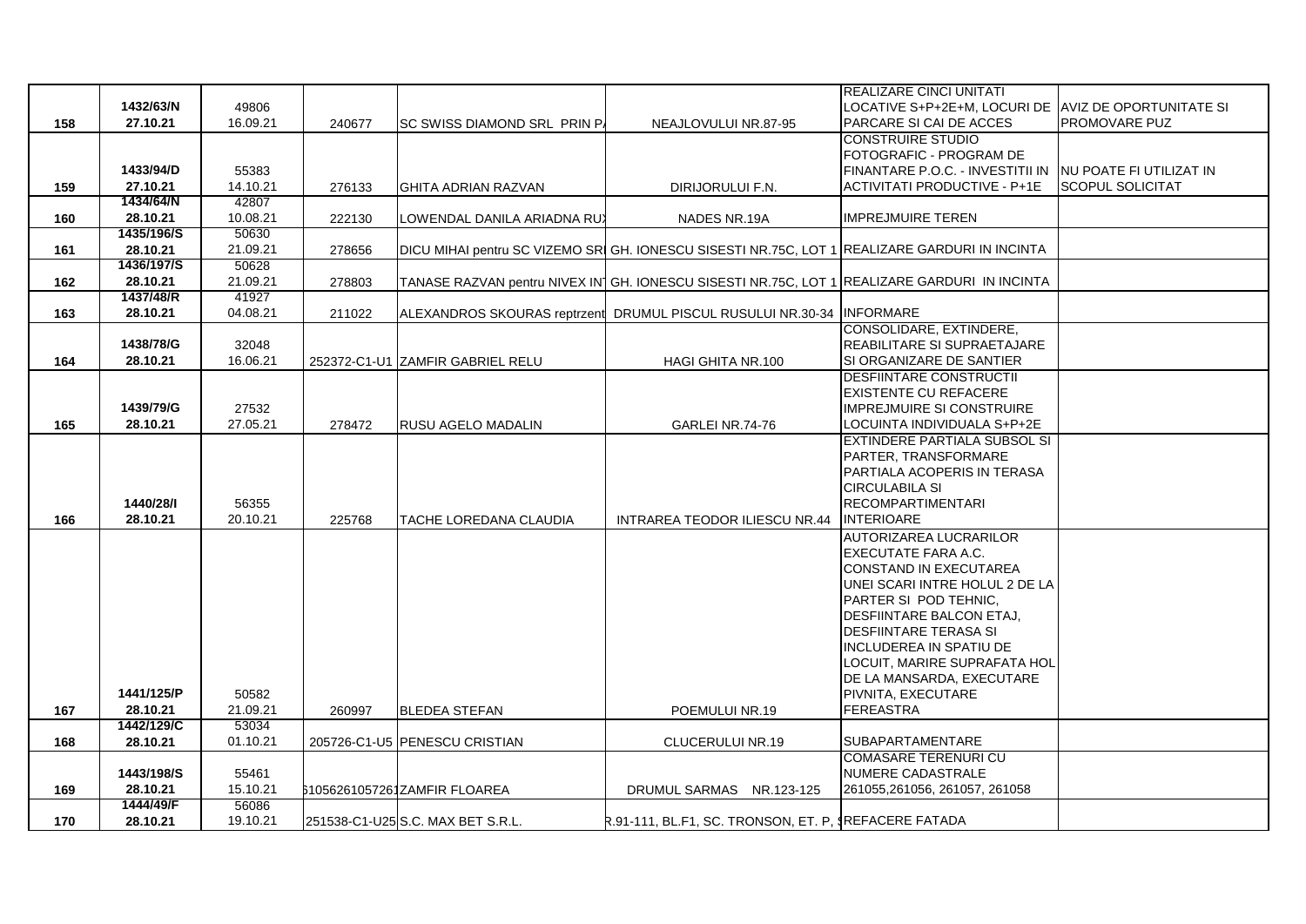| | | | | | | | |
|---|---|---|---|---|---|---|---|
| 158 | 1432/63/N 27.10.21 | 49806 16.09.21 | 240677 | SC SWISS DIAMOND SRL PRIN P/ | NEAJLOVULUI NR.87-95 | REALIZARE CINCI UNITATI LOCATIVE S+P+2E+M, LOCURI DE PARCARE SI CAI DE ACCES | AVIZ DE OPORTUNITATE SI PROMOVARE PUZ |
| 159 | 1433/94/D 27.10.21 | 55383 14.10.21 | 276133 | GHITA ADRIAN RAZVAN | DIRIJORULUI F.N. | CONSTRUIRE STUDIO FOTOGRAFIC - PROGRAM DE FINANTARE P.O.C. - INVESTITII IN ACTIVITATI PRODUCTIVE - P+1E | NU POATE FI UTILIZAT IN SCOPUL SOLICITAT |
| 160 | 1434/64/N 28.10.21 | 42807 10.08.21 | 222130 | LOWENDAL DANILA ARIADNA RU) | NADES NR.19A | IMPREJMUIRE TEREN | |
| 161 | 1435/196/S 28.10.21 | 50630 21.09.21 | 278656 | DICU MIHAI pentru SC VIZEMO SRI | GH. IONESCU SISESTI NR.75C, LOT 1 | REALIZARE GARDURI IN INCINTA | |
| 162 | 1436/197/S 28.10.21 | 50628 21.09.21 | 278803 | TANASE RAZVAN pentru NIVEX IN | GH. IONESCU SISESTI NR.75C, LOT 1 | REALIZARE GARDURI IN INCINTA | |
| 163 | 1437/48/R 28.10.21 | 41927 04.08.21 | 211022 | ALEXANDROS SKOURAS reptrzent | DRUMUL PISCUL RUSULUI NR.30-34 | INFORMARE | |
| 164 | 1438/78/G 28.10.21 | 32048 16.06.21 | 252372-C1-U1 | ZAMFIR GABRIEL RELU | HAGI GHITA NR.100 | CONSOLIDARE, EXTINDERE, REABILITARE SI SUPRAETAJARE SI ORGANIZARE DE SANTIER | |
| 165 | 1439/79/G 28.10.21 | 27532 27.05.21 | 278472 | RUSU AGELO MADALIN | GARLEI NR.74-76 | DESFIINTARE CONSTRUCTII EXISTENTE CU REFACERE IMPREJMUIRE SI CONSTRUIRE LOCUINTA INDIVIDUALA S+P+2E | |
| 166 | 1440/28/I 28.10.21 | 56355 20.10.21 | 225768 | TACHE LOREDANA CLAUDIA | INTRAREA TEODOR ILIESCU NR.44 | EXTINDERE PARTIALA SUBSOL SI PARTER, TRANSFORMARE PARTIALA ACOPERIS IN TERASA CIRCULABILA SI RECOMPARTIMENTARI INTERIOARE | |
| 167 | 1441/125/P 28.10.21 | 50582 21.09.21 | 260997 | BLEDEA STEFAN | POEMULUI NR.19 | AUTORIZAREA LUCRARILOR EXECUTATE FARA A.C. CONSTAND IN EXECUTAREA UNEI SCARI INTRE HOLUL 2 DE LA PARTER SI POD TEHNIC, DESFIINTARE BALCON ETAJ, DESFIINTARE TERASA SI INCLUDEREA IN SPATIU DE LOCUIT, MARIRE SUPRAFATA HOL DE LA MANSARDA, EXECUTARE PIVNITA, EXECUTARE FEREASTRA | |
| 168 | 1442/129/C 28.10.21 | 53034 01.10.21 | 205726-C1-U5 | PENESCU CRISTIAN | CLUCERULUI NR.19 | SUBAPARTAMENTARE | |
| 169 | 1443/198/S 28.10.21 | 55461 15.10.21 | 61056261057261 | ZAMFIR FLOAREA | DRUMUL SARMAS NR.123-125 | COMASARE TERENURI CU NUMERE CADASTRALE 261055,261056, 261057, 261058 | |
| 170 | 1444/49/F 28.10.21 | 56086 19.10.21 | 251538-C1-U25 | S.C. MAX BET S.R.L. | R.91-111, BL.F1, SC. TRONSON, ET. P, S | REFACERE FATADA | |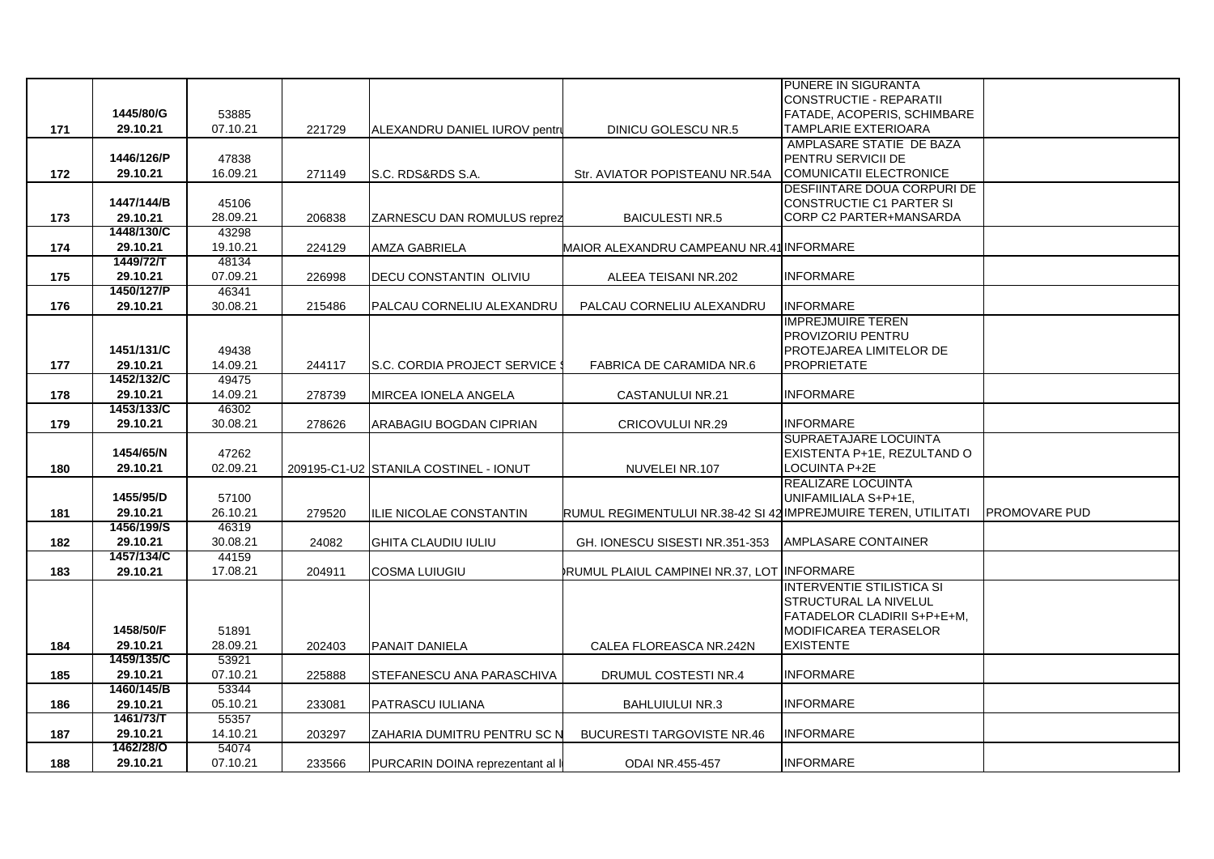| | | | | | | | |
|---|---|---|---|---|---|---|---|
| 171 | 1445/80/G 29.10.21 | 53885 07.10.21 | 221729 | ALEXANDRU DANIEL IUROV pentru | DINICU GOLESCU NR.5 | PUNERE IN SIGURANTA CONSTRUCTIE - REPARATII FATADE, ACOPERIS, SCHIMBARE TAMPLARIE EXTERIOARA | |
| 172 | 1446/126/P 29.10.21 | 47838 16.09.21 | 271149 | S.C. RDS&RDS S.A. | Str. AVIATOR POPISTEANU NR.54A | AMPLASARE STATIE DE BAZA PENTRU SERVICII DE COMUNICATII ELECTRONICE | |
| 173 | 1447/144/B 29.10.21 | 45106 28.09.21 | 206838 | ZARNESCU DAN ROMULUS reprez | BAICULESTI NR.5 | DESFIINTARE DOUA CORPURI DE CONSTRUCTIE C1 PARTER SI CORP C2 PARTER+MANSARDA | |
| 174 | 1448/130/C 29.10.21 | 43298 19.10.21 | 224129 | AMZA GABRIELA | MAIOR ALEXANDRU CAMPEANU NR.41 | INFORMARE | |
| 175 | 1449/72/T 29.10.21 | 48134 07.09.21 | 226998 | DECU CONSTANTIN OLIVIU | ALEEA TEISANI NR.202 | INFORMARE | |
| 176 | 1450/127/P 29.10.21 | 46341 30.08.21 | 215486 | PALCAU CORNELIU ALEXANDRU | PALCAU CORNELIU ALEXANDRU | INFORMARE | |
| 177 | 1451/131/C 29.10.21 | 49438 14.09.21 | 244117 | S.C. CORDIA PROJECT SERVICE S | FABRICA DE CARAMIDA NR.6 | IMPREJMUIRE TEREN PROVIZORIU PENTRU PROTEJAREA LIMITELOR DE PROPRIETATE | |
| 178 | 1452/132/C 29.10.21 | 49475 14.09.21 | 278739 | MIRCEA IONELA ANGELA | CASTANULUI NR.21 | INFORMARE | |
| 179 | 1453/133/C 29.10.21 | 46302 30.08.21 | 278626 | ARABAGIU BOGDAN CIPRIAN | CRICOVULUI NR.29 | INFORMARE | |
| 180 | 1454/65/N 29.10.21 | 47262 02.09.21 | 209195-C1-U2 | STANILA COSTINEL - IONUT | NUVELEI NR.107 | SUPRAETAJARE LOCUINTA EXISTENTA P+1E, REZULTAND O LOCUINTA P+2E | |
| 181 | 1455/95/D 29.10.21 | 57100 26.10.21 | 279520 | ILIE NICOLAE CONSTANTIN | DRUMUL REGIMENTULUI NR.38-42 SI 42 | REALIZARE LOCUINTA UNIFAMILIALA S+P+1E, IMPREJMUIRE TEREN, UTILITATI | PROMOVARE PUD |
| 182 | 1456/199/S 29.10.21 | 46319 30.08.21 | 24082 | GHITA CLAUDIU IULIU | GH. IONESCU SISESTI NR.351-353 | AMPLASARE CONTAINER | |
| 183 | 1457/134/C 29.10.21 | 44159 17.08.21 | 204911 | COSMA LUIUGIU | DRUMUL PLAIUL CAMPINEI NR.37, LOT | INFORMARE | |
| 184 | 1458/50/F 29.10.21 | 51891 28.09.21 | 202403 | PANAIT DANIELA | CALEA FLOREASCA NR.242N | INTERVENTIE STILISTICA SI STRUCTURAL LA NIVELUL FATADELOR CLADIRII S+P+E+M, MODIFICAREA TERASELOR EXISTENTE | |
| 185 | 1459/135/C 29.10.21 | 53921 07.10.21 | 225888 | STEFANESCU ANA PARASCHIVA | DRUMUL COSTESTI NR.4 | INFORMARE | |
| 186 | 1460/145/B 29.10.21 | 53344 05.10.21 | 233081 | PATRASCU IULIANA | BAHLUIULUI NR.3 | INFORMARE | |
| 187 | 1461/73/T 29.10.21 | 55357 14.10.21 | 203297 | ZAHARIA DUMITRU PENTRU SC N | BUCURESTI TARGOVISTE NR.46 | INFORMARE | |
| 188 | 1462/28/O 29.10.21 | 54074 07.10.21 | 233566 | PURCARIN DOINA reprezentant al l | ODAI NR.455-457 | INFORMARE | |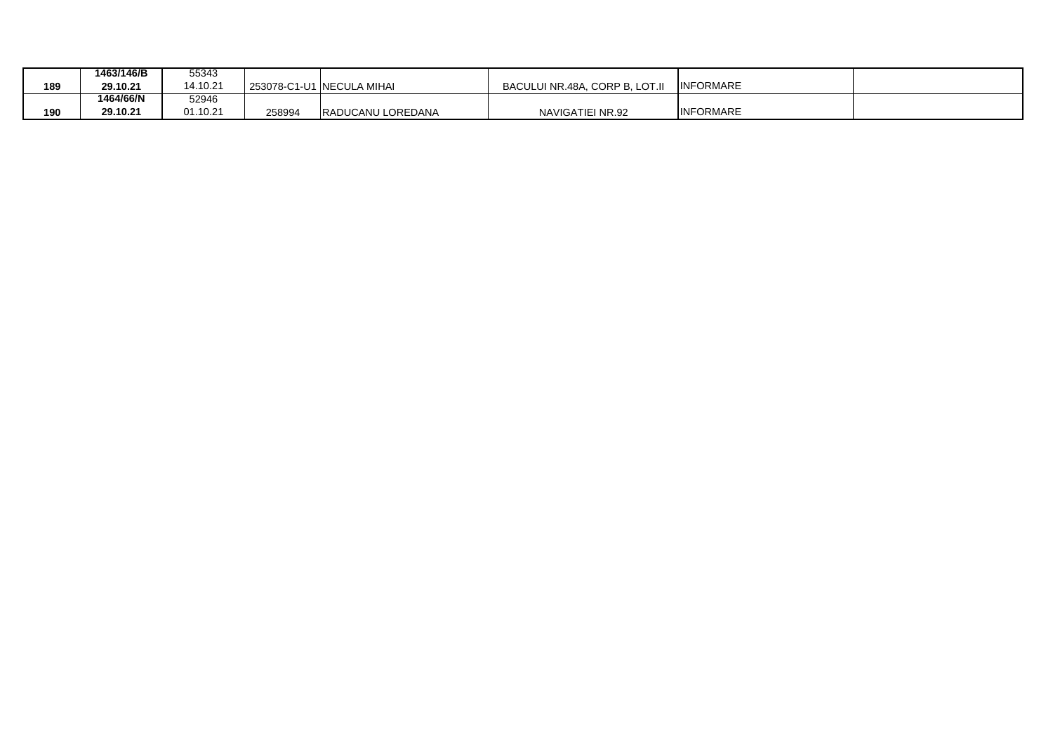| | | | | | | | |
|---|---|---|---|---|---|---|---|
| **189** | **1463/146/B**<br>**29.10.21** | 55343<br>14.10.21 | 253078-C1-U1 | NECULA MIHAI | BACULUI NR.48A, CORP B, LOT.II | INFORMARE | |
| **190** | **1464/66/N**<br>**29.10.21** | 52946<br>01.10.21 | 258994 | RADUCANU LOREDANA | NAVIGATIEI NR.92 | INFORMARE | |